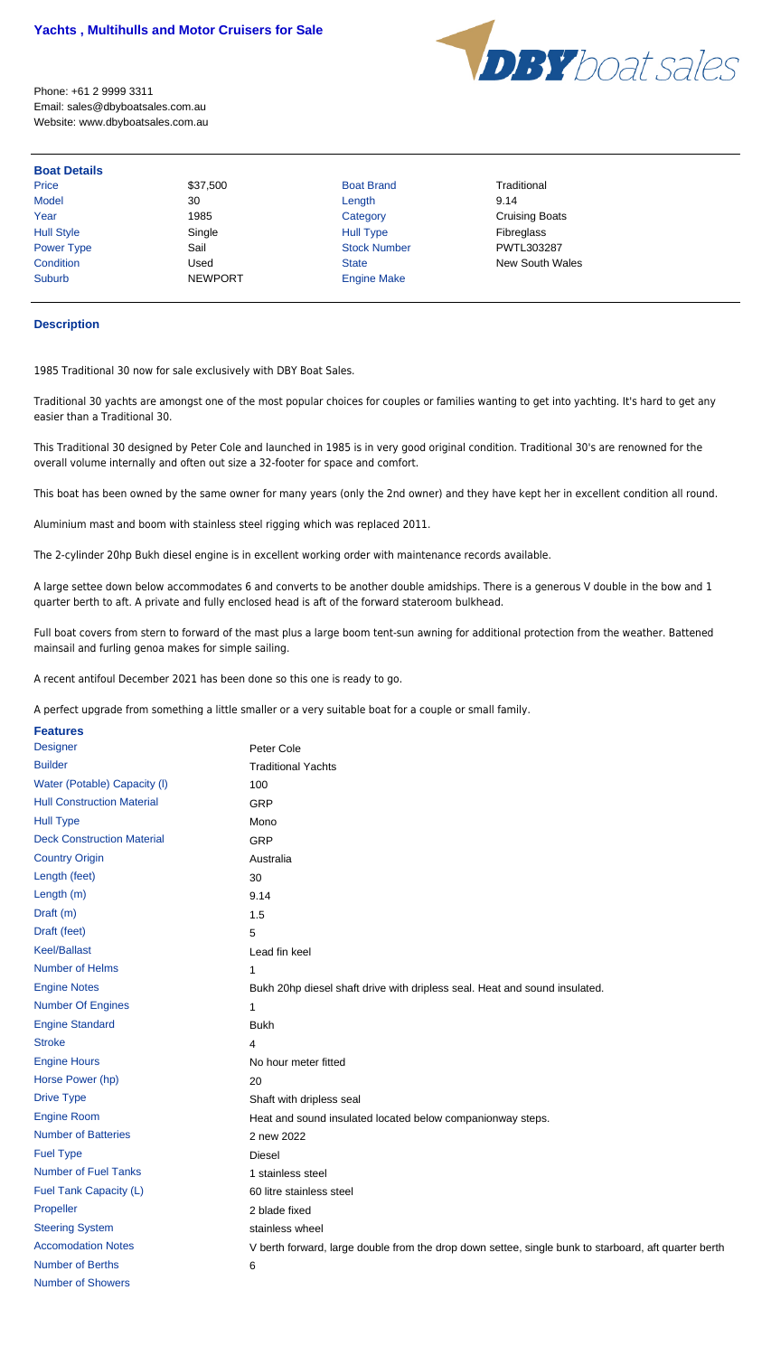## Yachts , Multihulls and Motor Cruisers for Sale

Phone: +61 2 9999 3311
Email: sales@dbyboatsales.com.au
Website: www.dbyboatsales.com.au

DBY boat sales

### Boat Details

| | | | |
|---|---|---|---|
| Price | $37,500 | Boat Brand | Traditional |
| Model | 30 | Length | 9.14 |
| Year | 1985 | Category | Cruising Boats |
| Hull Style | Single | Hull Type | Fibreglass |
| Power Type | Sail | Stock Number | PWTL303287 |
| Condition | Used | State | New South Wales |
| Suburb | NEWPORT | Engine Make | |

### Description

1985 Traditional 30 now for sale exclusively with DBY Boat Sales.

Traditional 30 yachts are amongst one of the most popular choices for couples or families wanting to get into yachting. It's hard to get any easier than a Traditional 30.

This Traditional 30 designed by Peter Cole and launched in 1985 is in very good original condition. Traditional 30's are renowned for the overall volume internally and often out size a 32-footer for space and comfort.

This boat has been owned by the same owner for many years (only the 2nd owner) and they have kept her in excellent condition all round.

Aluminium mast and boom with stainless steel rigging which was replaced 2011.

The 2-cylinder 20hp Bukh diesel engine is in excellent working order with maintenance records available.

A large settee down below accommodates 6 and converts to be another double amidships. There is a generous V double in the bow and 1 quarter berth to aft. A private and fully enclosed head is aft of the forward stateroom bulkhead.

Full boat covers from stern to forward of the mast plus a large boom tent-sun awning for additional protection from the weather. Battened mainsail and furling genoa makes for simple sailing.

A recent antifoul December 2021 has been done so this one is ready to go.

A perfect upgrade from something a little smaller or a very suitable boat for a couple or small family.

### Features

| | |
|---|---|
| Designer | Peter Cole |
| Builder | Traditional Yachts |
| Water (Potable) Capacity (l) | 100 |
| Hull Construction Material | GRP |
| Hull Type | Mono |
| Deck Construction Material | GRP |
| Country Origin | Australia |
| Length (feet) | 30 |
| Length (m) | 9.14 |
| Draft (m) | 1.5 |
| Draft (feet) | 5 |
| Keel/Ballast | Lead fin keel |
| Number of Helms | 1 |
| Engine Notes | Bukh 20hp diesel shaft drive with dripless seal. Heat and sound insulated. |
| Number Of Engines | 1 |
| Engine Standard | Bukh |
| Stroke | 4 |
| Engine Hours | No hour meter fitted |
| Horse Power (hp) | 20 |
| Drive Type | Shaft with dripless seal |
| Engine Room | Heat and sound insulated located below companionway steps. |
| Number of Batteries | 2 new 2022 |
| Fuel Type | Diesel |
| Number of Fuel Tanks | 1 stainless steel |
| Fuel Tank Capacity (L) | 60 litre stainless steel |
| Propeller | 2 blade fixed |
| Steering System | stainless wheel |
| Accomodation Notes | V berth forward, large double from the drop down settee, single bunk to starboard, aft quarter berth |
| Number of Berths | 6 |
| Number of Showers | |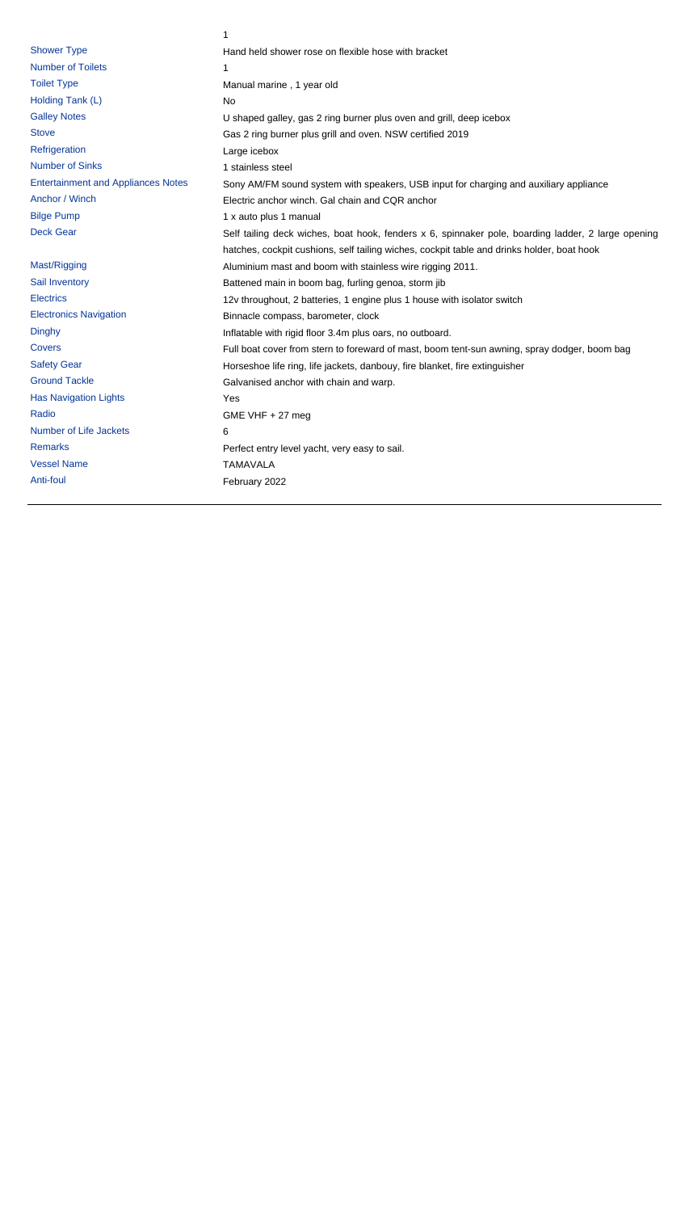| | |
|---|---|
| | 1 |
| Shower Type | Hand held shower rose on flexible hose with bracket |
| Number of Toilets | 1 |
| Toilet Type | Manual marine , 1 year old |
| Holding Tank (L) | No |
| Galley Notes | U shaped galley, gas 2 ring burner plus oven and grill, deep icebox |
| Stove | Gas 2 ring burner plus grill and oven. NSW certified 2019 |
| Refrigeration | Large icebox |
| Number of Sinks | 1 stainless steel |
| Entertainment and Appliances Notes | Sony AM/FM sound system with speakers, USB input for charging and auxiliary appliance |
| Anchor / Winch | Electric anchor winch. Gal chain and CQR anchor |
| Bilge Pump | 1 x auto plus 1 manual |
| Deck Gear | Self tailing deck wiches, boat hook, fenders x 6, spinnaker pole, boarding ladder, 2 large opening hatches, cockpit cushions, self tailing wiches, cockpit table and drinks holder, boat hook |
| Mast/Rigging | Aluminium mast and boom with stainless wire rigging 2011. |
| Sail Inventory | Battened main in boom bag, furling genoa, storm jib |
| Electrics | 12v throughout, 2 batteries, 1 engine plus 1 house with isolator switch |
| Electronics Navigation | Binnacle compass, barometer, clock |
| Dinghy | Inflatable with rigid floor 3.4m plus oars, no outboard. |
| Covers | Full boat cover from stern to foreward of mast, boom tent-sun awning, spray dodger, boom bag |
| Safety Gear | Horseshoe life ring, life jackets, danbouy, fire blanket, fire extinguisher |
| Ground Tackle | Galvanised anchor with chain and warp. |
| Has Navigation Lights | Yes |
| Radio | GME VHF + 27 meg |
| Number of Life Jackets | 6 |
| Remarks | Perfect entry level yacht, very easy to sail. |
| Vessel Name | TAMAVALA |
| Anti-foul | February 2022 |